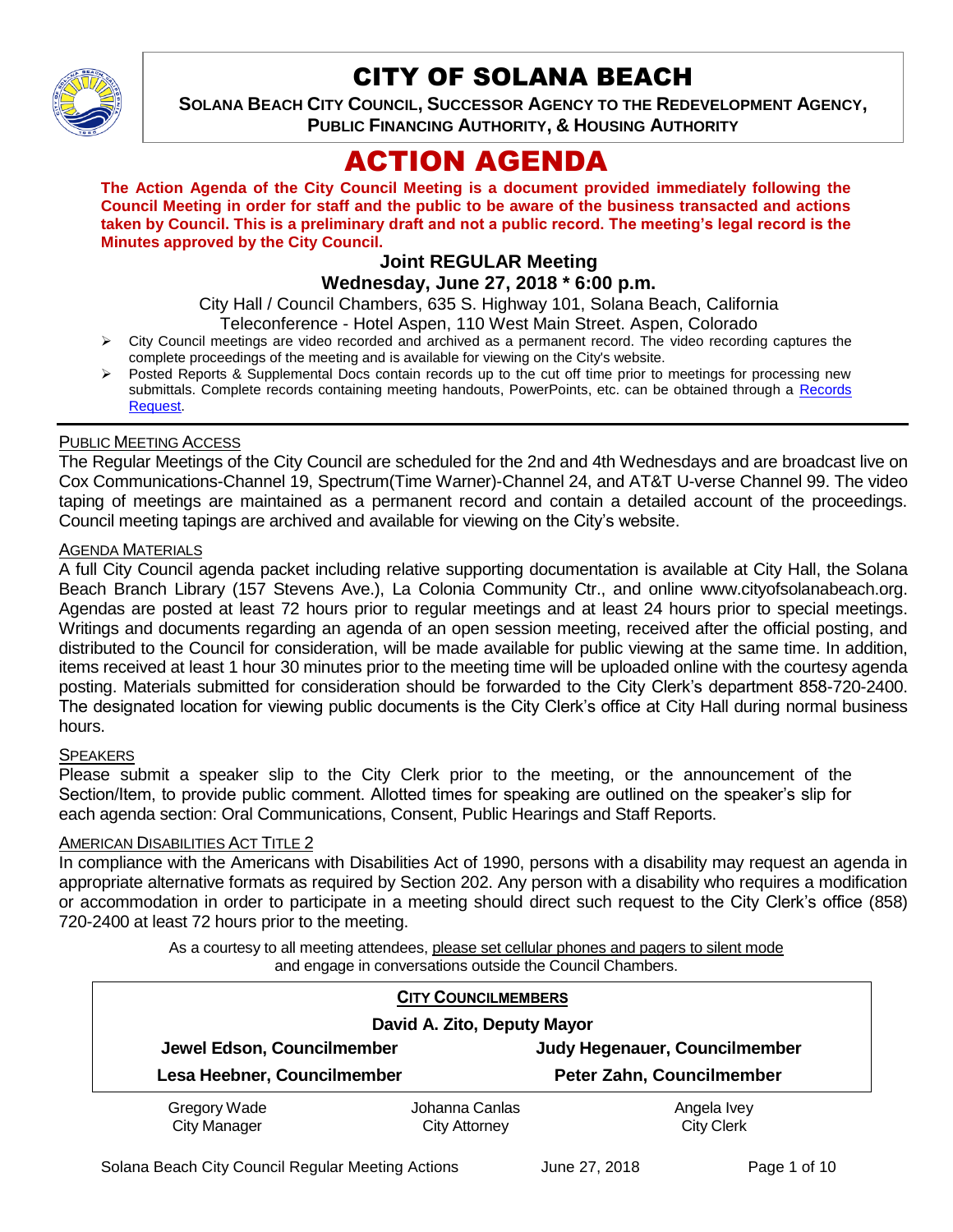# CITY OF SOLANA BEACH

**SOLANA BEACH CITY COUNCIL, SUCCESSOR AGENCY TO THE REDEVELOPMENT AGENCY, PUBLIC FINANCING AUTHORITY, & HOUSING AUTHORITY**

# ACTION AGENDA

**The Action Agenda of the City Council Meeting is a document provided immediately following the Council Meeting in order for staff and the public to be aware of the business transacted and actions taken by Council. This is a preliminary draft and not a public record. The meeting's legal record is the Minutes approved by the City Council.**

### Joint REGULAR Meeting
### Wednesday, June 27, 2018 * 6:00 p.m.

City Hall / Council Chambers, 635 S. Highway 101, Solana Beach, California
Teleconference - Hotel Aspen, 110 West Main Street. Aspen, Colorado

- City Council meetings are video recorded and archived as a permanent record. The video recording captures the complete proceedings of the meeting and is available for viewing on the City's website.
- Posted Reports & Supplemental Docs contain records up to the cut off time prior to meetings for processing new submittals. Complete records containing meeting handouts, PowerPoints, etc. can be obtained through a Records Request.

PUBLIC MEETING ACCESS

The Regular Meetings of the City Council are scheduled for the 2nd and 4th Wednesdays and are broadcast live on Cox Communications-Channel 19, Spectrum(Time Warner)-Channel 24, and AT&T U-verse Channel 99. The video taping of meetings are maintained as a permanent record and contain a detailed account of the proceedings. Council meeting tapings are archived and available for viewing on the City's website.

AGENDA MATERIALS

A full City Council agenda packet including relative supporting documentation is available at City Hall, the Solana Beach Branch Library (157 Stevens Ave.), La Colonia Community Ctr., and online www.cityofsolanabeach.org. Agendas are posted at least 72 hours prior to regular meetings and at least 24 hours prior to special meetings. Writings and documents regarding an agenda of an open session meeting, received after the official posting, and distributed to the Council for consideration, will be made available for public viewing at the same time. In addition, items received at least 1 hour 30 minutes prior to the meeting time will be uploaded online with the courtesy agenda posting. Materials submitted for consideration should be forwarded to the City Clerk's department 858-720-2400. The designated location for viewing public documents is the City Clerk's office at City Hall during normal business hours.

SPEAKERS

Please submit a speaker slip to the City Clerk prior to the meeting, or the announcement of the Section/Item, to provide public comment. Allotted times for speaking are outlined on the speaker's slip for each agenda section: Oral Communications, Consent, Public Hearings and Staff Reports.

AMERICAN DISABILITIES ACT TITLE 2

In compliance with the Americans with Disabilities Act of 1990, persons with a disability may request an agenda in appropriate alternative formats as required by Section 202. Any person with a disability who requires a modification or accommodation in order to participate in a meeting should direct such request to the City Clerk's office (858) 720-2400 at least 72 hours prior to the meeting.

As a courtesy to all meeting attendees, please set cellular phones and pagers to silent mode and engage in conversations outside the Council Chambers.

**CITY COUNCILMEMBERS**

**David A. Zito, Deputy Mayor**

| | |
|---|---|
| **Jewel Edson, Councilmember** | **Judy Hegenauer, Councilmember** |
| **Lesa Heebner, Councilmember** | **Peter Zahn, Councilmember** |

| | | |
|---|---|---|
| Gregory Wade<br>City Manager | Johanna Canlas<br>City Attorney | Angela Ivey<br>City Clerk |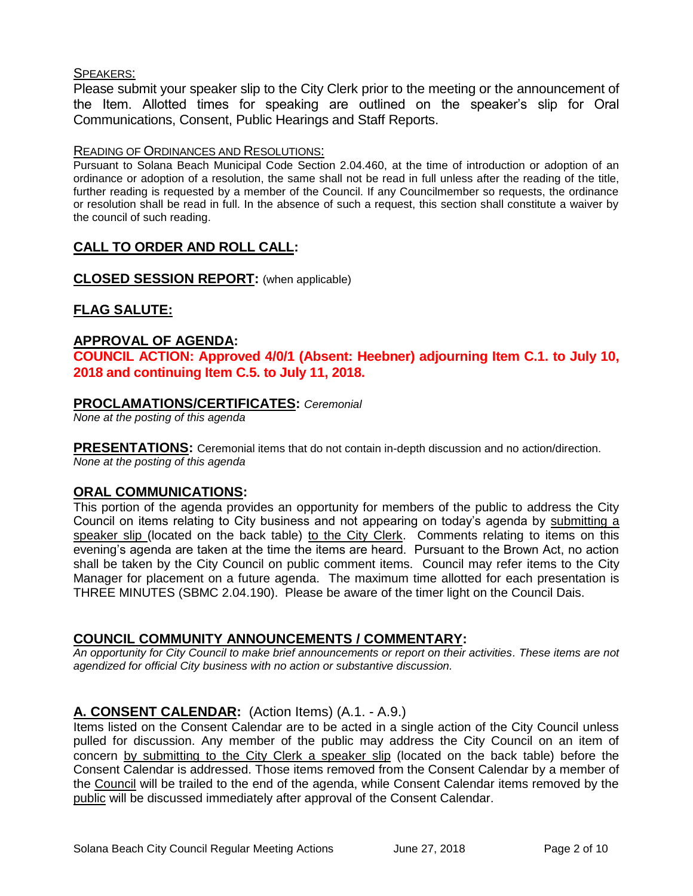SPEAKERS:

Please submit your speaker slip to the City Clerk prior to the meeting or the announcement of the Item. Allotted times for speaking are outlined on the speaker's slip for Oral Communications, Consent, Public Hearings and Staff Reports.

READING OF ORDINANCES AND RESOLUTIONS:

Pursuant to Solana Beach Municipal Code Section 2.04.460, at the time of introduction or adoption of an ordinance or adoption of a resolution, the same shall not be read in full unless after the reading of the title, further reading is requested by a member of the Council. If any Councilmember so requests, the ordinance or resolution shall be read in full. In the absence of such a request, this section shall constitute a waiver by the council of such reading.

## CALL TO ORDER AND ROLL CALL:

## CLOSED SESSION REPORT: (when applicable)

## FLAG SALUTE:

## APPROVAL OF AGENDA:

**COUNCIL ACTION: Approved 4/0/1 (Absent: Heebner) adjourning Item C.1. to July 10, 2018 and continuing Item C.5. to July 11, 2018.**

## PROCLAMATIONS/CERTIFICATES: *Ceremonial*

*None at the posting of this agenda*

## PRESENTATIONS: Ceremonial items that do not contain in-depth discussion and no action/direction.

*None at the posting of this agenda*

## ORAL COMMUNICATIONS:

This portion of the agenda provides an opportunity for members of the public to address the City Council on items relating to City business and not appearing on today's agenda by submitting a speaker slip (located on the back table) to the City Clerk. Comments relating to items on this evening's agenda are taken at the time the items are heard. Pursuant to the Brown Act, no action shall be taken by the City Council on public comment items. Council may refer items to the City Manager for placement on a future agenda. The maximum time allotted for each presentation is THREE MINUTES (SBMC 2.04.190). Please be aware of the timer light on the Council Dais.

## COUNCIL COMMUNITY ANNOUNCEMENTS / COMMENTARY:

*An opportunity for City Council to make brief announcements or report on their activities. These items are not agendized for official City business with no action or substantive discussion.*

## A. CONSENT CALENDAR: (Action Items) (A.1. - A.9.)

Items listed on the Consent Calendar are to be acted in a single action of the City Council unless pulled for discussion. Any member of the public may address the City Council on an item of concern by submitting to the City Clerk a speaker slip (located on the back table) before the Consent Calendar is addressed. Those items removed from the Consent Calendar by a member of the Council will be trailed to the end of the agenda, while Consent Calendar items removed by the public will be discussed immediately after approval of the Consent Calendar.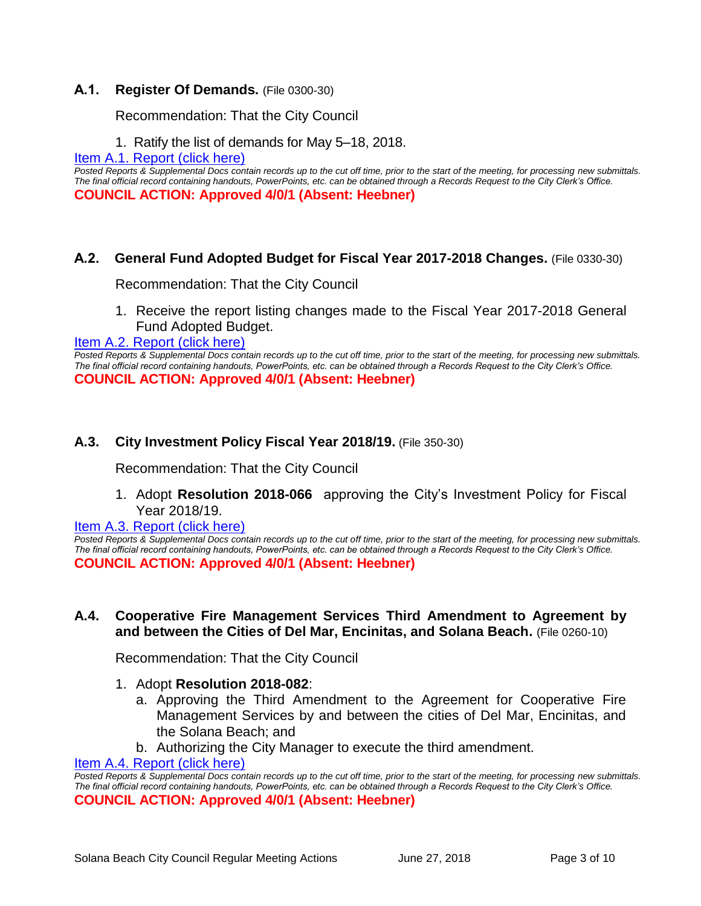### **A.1. Register Of Demands.** (File 0300-30)

Recommendation: That the City Council

1. Ratify the list of demands for May 5–18, 2018.

Item A.1. Report (click here)

*Posted Reports & Supplemental Docs contain records up to the cut off time, prior to the start of the meeting, for processing new submittals. The final official record containing handouts, PowerPoints, etc. can be obtained through a Records Request to the City Clerk's Office.*

**COUNCIL ACTION: Approved 4/0/1 (Absent: Heebner)**

### **A.2. General Fund Adopted Budget for Fiscal Year 2017-2018 Changes.** (File 0330-30)

Recommendation: That the City Council

1. Receive the report listing changes made to the Fiscal Year 2017-2018 General Fund Adopted Budget.

Item A.2. Report (click here)

*Posted Reports & Supplemental Docs contain records up to the cut off time, prior to the start of the meeting, for processing new submittals. The final official record containing handouts, PowerPoints, etc. can be obtained through a Records Request to the City Clerk's Office.*

**COUNCIL ACTION: Approved 4/0/1 (Absent: Heebner)**

### **A.3. City Investment Policy Fiscal Year 2018/19.** (File 350-30)

Recommendation: That the City Council

1. Adopt **Resolution 2018-066** approving the City's Investment Policy for Fiscal Year 2018/19.

Item A.3. Report (click here)

*Posted Reports & Supplemental Docs contain records up to the cut off time, prior to the start of the meeting, for processing new submittals. The final official record containing handouts, PowerPoints, etc. can be obtained through a Records Request to the City Clerk's Office.*

**COUNCIL ACTION: Approved 4/0/1 (Absent: Heebner)**

### **A.4. Cooperative Fire Management Services Third Amendment to Agreement by and between the Cities of Del Mar, Encinitas, and Solana Beach.** (File 0260-10)

Recommendation: That the City Council

1. Adopt **Resolution 2018-082**:
   a. Approving the Third Amendment to the Agreement for Cooperative Fire Management Services by and between the cities of Del Mar, Encinitas, and the Solana Beach; and
   b. Authorizing the City Manager to execute the third amendment.

Item A.4. Report (click here)

*Posted Reports & Supplemental Docs contain records up to the cut off time, prior to the start of the meeting, for processing new submittals. The final official record containing handouts, PowerPoints, etc. can be obtained through a Records Request to the City Clerk's Office.*

**COUNCIL ACTION: Approved 4/0/1 (Absent: Heebner)**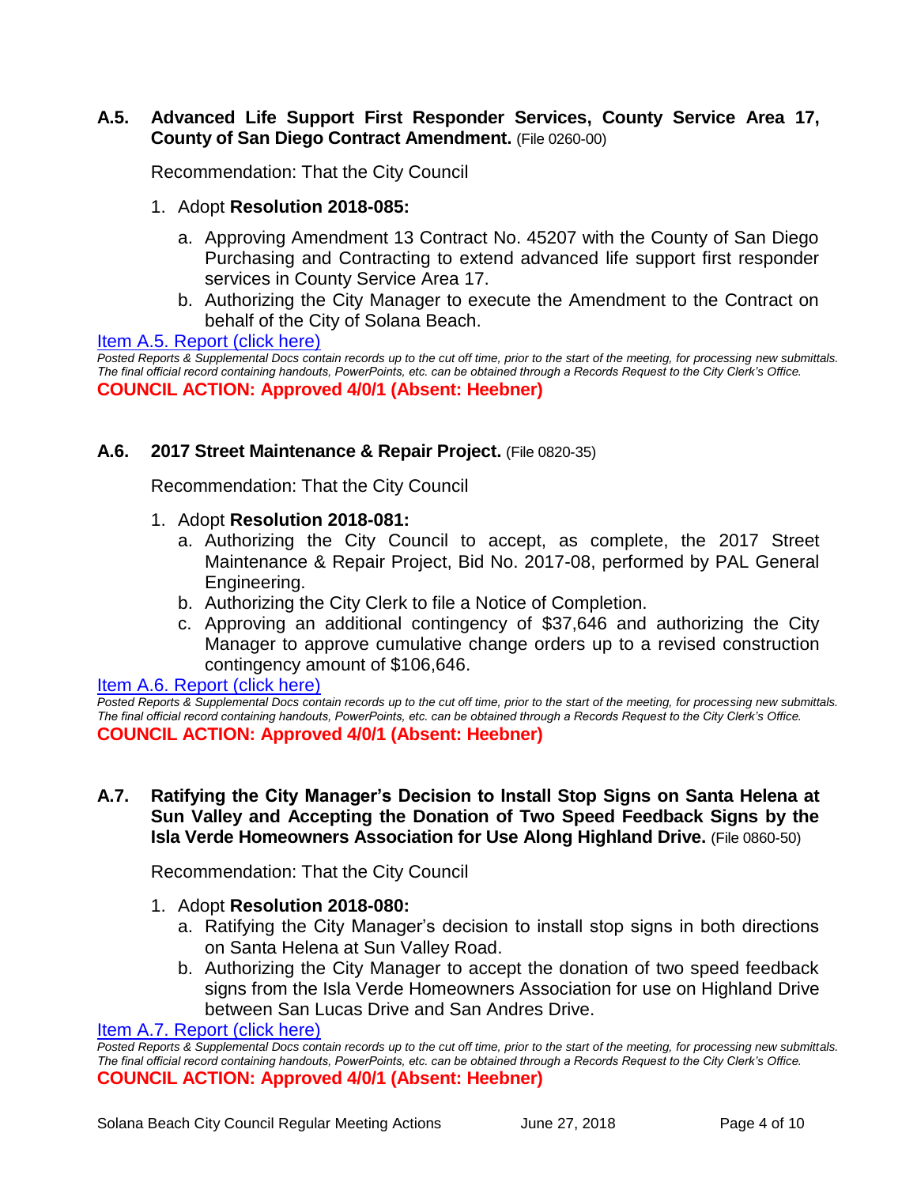### A.5. Advanced Life Support First Responder Services, County Service Area 17, County of San Diego Contract Amendment. (File 0260-00)

Recommendation: That the City Council

1. Adopt **Resolution 2018-085:**
   a. Approving Amendment 13 Contract No. 45207 with the County of San Diego Purchasing and Contracting to extend advanced life support first responder services in County Service Area 17.
   b. Authorizing the City Manager to execute the Amendment to the Contract on behalf of the City of Solana Beach.

[Item A.5. Report (click here)]

*Posted Reports & Supplemental Docs contain records up to the cut off time, prior to the start of the meeting, for processing new submittals. The final official record containing handouts, PowerPoints, etc. can be obtained through a Records Request to the City Clerk's Office.*

**COUNCIL ACTION: Approved 4/0/1 (Absent: Heebner)**

### A.6. 2017 Street Maintenance & Repair Project. (File 0820-35)

Recommendation: That the City Council

1. Adopt **Resolution 2018-081:**
   a. Authorizing the City Council to accept, as complete, the 2017 Street Maintenance & Repair Project, Bid No. 2017-08, performed by PAL General Engineering.
   b. Authorizing the City Clerk to file a Notice of Completion.
   c. Approving an additional contingency of $37,646 and authorizing the City Manager to approve cumulative change orders up to a revised construction contingency amount of $106,646.

[Item A.6. Report (click here)]

*Posted Reports & Supplemental Docs contain records up to the cut off time, prior to the start of the meeting, for processing new submittals. The final official record containing handouts, PowerPoints, etc. can be obtained through a Records Request to the City Clerk's Office.*

**COUNCIL ACTION: Approved 4/0/1 (Absent: Heebner)**

### A.7. Ratifying the City Manager's Decision to Install Stop Signs on Santa Helena at Sun Valley and Accepting the Donation of Two Speed Feedback Signs by the Isla Verde Homeowners Association for Use Along Highland Drive. (File 0860-50)

Recommendation: That the City Council

1. Adopt **Resolution 2018-080:**
   a. Ratifying the City Manager's decision to install stop signs in both directions on Santa Helena at Sun Valley Road.
   b. Authorizing the City Manager to accept the donation of two speed feedback signs from the Isla Verde Homeowners Association for use on Highland Drive between San Lucas Drive and San Andres Drive.

[Item A.7. Report (click here)]

*Posted Reports & Supplemental Docs contain records up to the cut off time, prior to the start of the meeting, for processing new submittals. The final official record containing handouts, PowerPoints, etc. can be obtained through a Records Request to the City Clerk's Office.*

**COUNCIL ACTION: Approved 4/0/1 (Absent: Heebner)**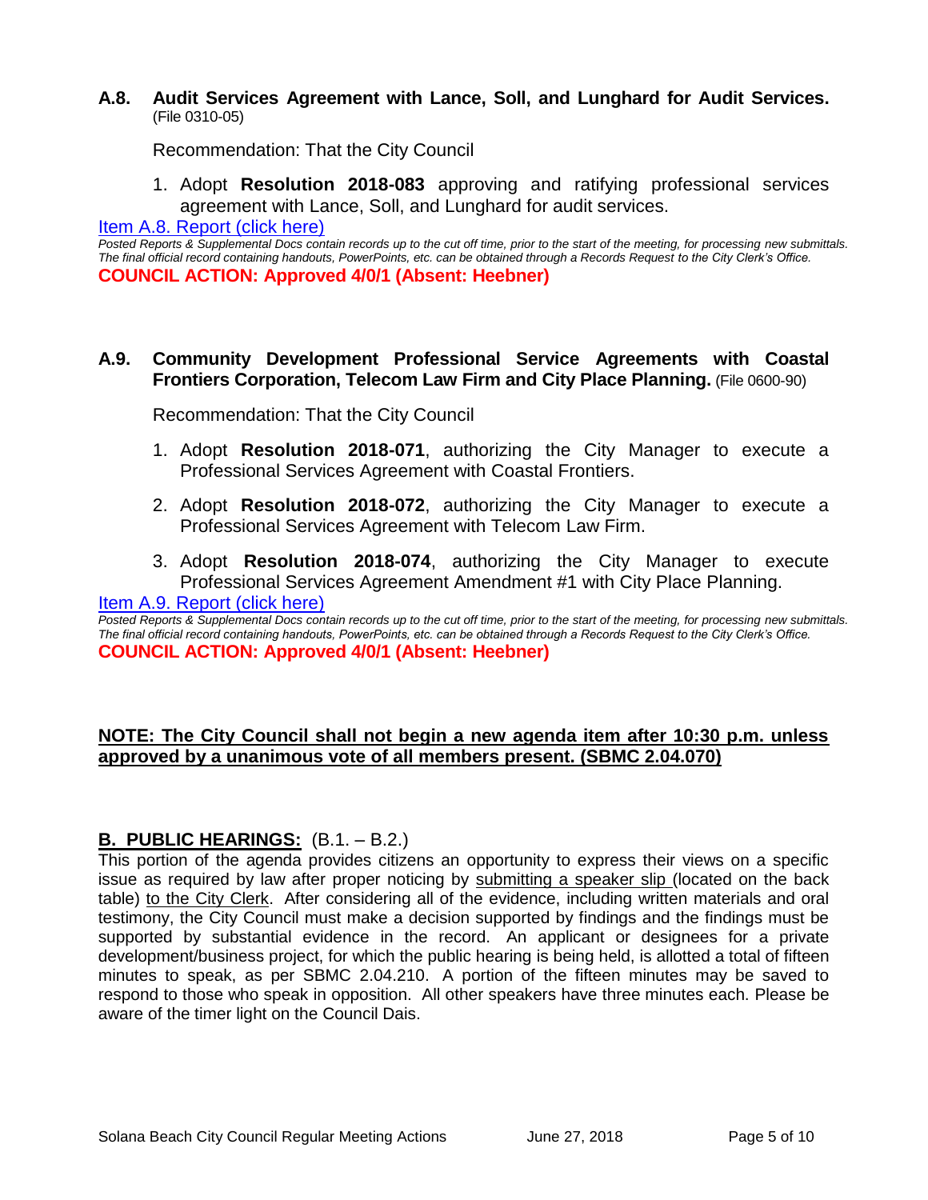### A.8. Audit Services Agreement with Lance, Soll, and Lunghard for Audit Services. (File 0310-05)

Recommendation: That the City Council

1. Adopt **Resolution 2018-083** approving and ratifying professional services agreement with Lance, Soll, and Lunghard for audit services.

[Item A.8. Report (click here)]

*Posted Reports & Supplemental Docs contain records up to the cut off time, prior to the start of the meeting, for processing new submittals. The final official record containing handouts, PowerPoints, etc. can be obtained through a Records Request to the City Clerk's Office.*

**COUNCIL ACTION: Approved 4/0/1 (Absent: Heebner)**

### A.9. Community Development Professional Service Agreements with Coastal Frontiers Corporation, Telecom Law Firm and City Place Planning. (File 0600-90)

Recommendation: That the City Council

1. Adopt **Resolution 2018-071**, authorizing the City Manager to execute a Professional Services Agreement with Coastal Frontiers.
2. Adopt **Resolution 2018-072**, authorizing the City Manager to execute a Professional Services Agreement with Telecom Law Firm.
3. Adopt **Resolution 2018-074**, authorizing the City Manager to execute Professional Services Agreement Amendment #1 with City Place Planning.

[Item A.9. Report (click here)]

*Posted Reports & Supplemental Docs contain records up to the cut off time, prior to the start of the meeting, for processing new submittals. The final official record containing handouts, PowerPoints, etc. can be obtained through a Records Request to the City Clerk's Office.*

**COUNCIL ACTION: Approved 4/0/1 (Absent: Heebner)**

**NOTE: The City Council shall not begin a new agenda item after 10:30 p.m. unless approved by a unanimous vote of all members present. (SBMC 2.04.070)**

## B. PUBLIC HEARINGS: (B.1. – B.2.)

This portion of the agenda provides citizens an opportunity to express their views on a specific issue as required by law after proper noticing by submitting a speaker slip (located on the back table) to the City Clerk. After considering all of the evidence, including written materials and oral testimony, the City Council must make a decision supported by findings and the findings must be supported by substantial evidence in the record. An applicant or designees for a private development/business project, for which the public hearing is being held, is allotted a total of fifteen minutes to speak, as per SBMC 2.04.210. A portion of the fifteen minutes may be saved to respond to those who speak in opposition. All other speakers have three minutes each. Please be aware of the timer light on the Council Dais.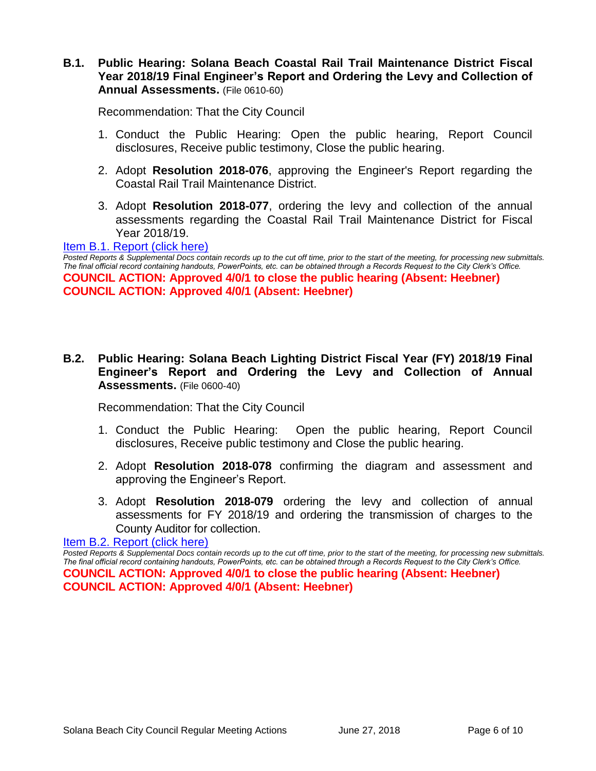**B.1. Public Hearing: Solana Beach Coastal Rail Trail Maintenance District Fiscal Year 2018/19 Final Engineer's Report and Ordering the Levy and Collection of Annual Assessments.** (File 0610-60)

Recommendation: That the City Council

1. Conduct the Public Hearing: Open the public hearing, Report Council disclosures, Receive public testimony, Close the public hearing.
2. Adopt **Resolution 2018-076**, approving the Engineer's Report regarding the Coastal Rail Trail Maintenance District.
3. Adopt **Resolution 2018-077**, ordering the levy and collection of the annual assessments regarding the Coastal Rail Trail Maintenance District for Fiscal Year 2018/19.

Item B.1. Report (click here)

*Posted Reports & Supplemental Docs contain records up to the cut off time, prior to the start of the meeting, for processing new submittals. The final official record containing handouts, PowerPoints, etc. can be obtained through a Records Request to the City Clerk's Office.*

**COUNCIL ACTION: Approved 4/0/1 to close the public hearing (Absent: Heebner)**
**COUNCIL ACTION: Approved 4/0/1 (Absent: Heebner)**

**B.2. Public Hearing: Solana Beach Lighting District Fiscal Year (FY) 2018/19 Final Engineer's Report and Ordering the Levy and Collection of Annual Assessments.** (File 0600-40)

Recommendation: That the City Council

1. Conduct the Public Hearing: Open the public hearing, Report Council disclosures, Receive public testimony and Close the public hearing.
2. Adopt **Resolution 2018-078** confirming the diagram and assessment and approving the Engineer's Report.
3. Adopt **Resolution 2018-079** ordering the levy and collection of annual assessments for FY 2018/19 and ordering the transmission of charges to the County Auditor for collection.

Item B.2. Report (click here)

*Posted Reports & Supplemental Docs contain records up to the cut off time, prior to the start of the meeting, for processing new submittals. The final official record containing handouts, PowerPoints, etc. can be obtained through a Records Request to the City Clerk's Office.*

**COUNCIL ACTION: Approved 4/0/1 to close the public hearing (Absent: Heebner)**
**COUNCIL ACTION: Approved 4/0/1 (Absent: Heebner)**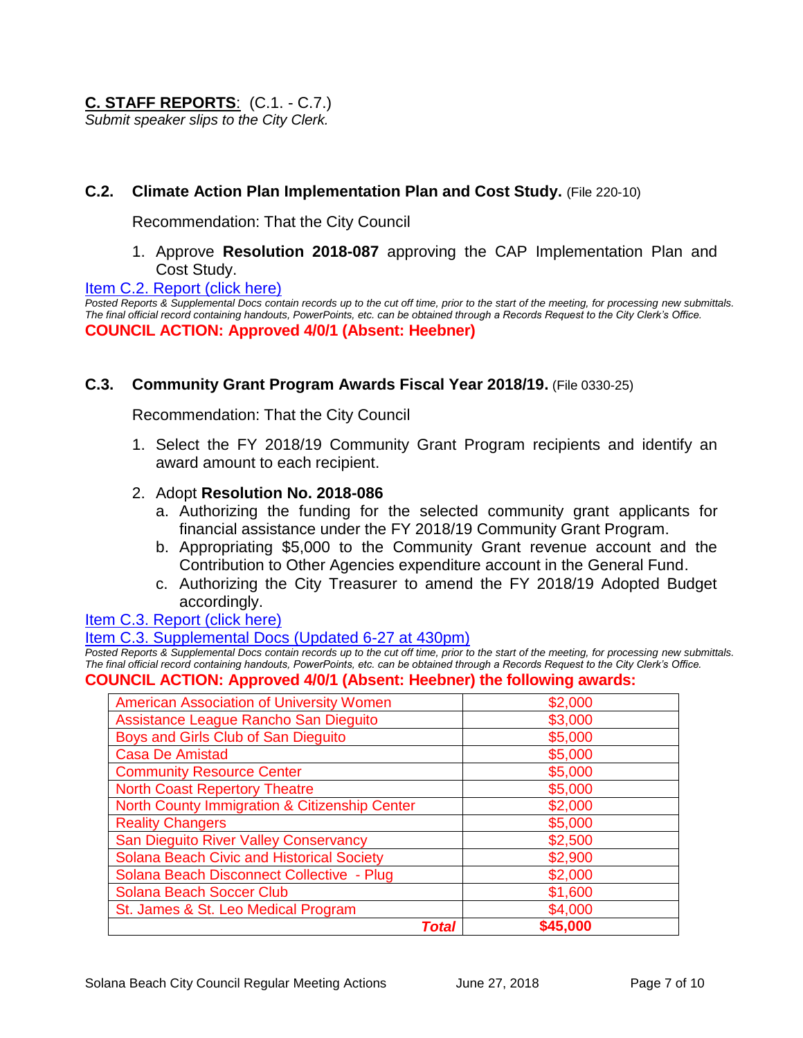**C. STAFF REPORTS**: (C.1. - C.7.)
*Submit speaker slips to the City Clerk.*

### C.2. Climate Action Plan Implementation Plan and Cost Study. (File 220-10)

Recommendation: That the City Council

1. Approve **Resolution 2018-087** approving the CAP Implementation Plan and Cost Study.

Item C.2. Report (click here)

*Posted Reports & Supplemental Docs contain records up to the cut off time, prior to the start of the meeting, for processing new submittals. The final official record containing handouts, PowerPoints, etc. can be obtained through a Records Request to the City Clerk's Office.*

**COUNCIL ACTION: Approved 4/0/1 (Absent: Heebner)**

### C.3. Community Grant Program Awards Fiscal Year 2018/19. (File 0330-25)

Recommendation: That the City Council

1. Select the FY 2018/19 Community Grant Program recipients and identify an award amount to each recipient.

2. Adopt **Resolution No. 2018-086**
   a. Authorizing the funding for the selected community grant applicants for financial assistance under the FY 2018/19 Community Grant Program.
   b. Appropriating $5,000 to the Community Grant revenue account and the Contribution to Other Agencies expenditure account in the General Fund.
   c. Authorizing the City Treasurer to amend the FY 2018/19 Adopted Budget accordingly.

Item C.3. Report (click here)

Item C.3. Supplemental Docs (Updated 6-27 at 430pm)

*Posted Reports & Supplemental Docs contain records up to the cut off time, prior to the start of the meeting, for processing new submittals. The final official record containing handouts, PowerPoints, etc. can be obtained through a Records Request to the City Clerk's Office.*

**COUNCIL ACTION: Approved 4/0/1 (Absent: Heebner) the following awards:**

| | |
|---|---|
| American Association of University Women | $2,000 |
| Assistance League Rancho San Dieguito | $3,000 |
| Boys and Girls Club of San Dieguito | $5,000 |
| Casa De Amistad | $5,000 |
| Community Resource Center | $5,000 |
| North Coast Repertory Theatre | $5,000 |
| North County Immigration & Citizenship Center | $2,000 |
| Reality Changers | $5,000 |
| San Dieguito River Valley Conservancy | $2,500 |
| Solana Beach Civic and Historical Society | $2,900 |
| Solana Beach Disconnect Collective - Plug | $2,000 |
| Solana Beach Soccer Club | $1,600 |
| St. James & St. Leo Medical Program | $4,000 |
| ***Total*** | **$45,000** |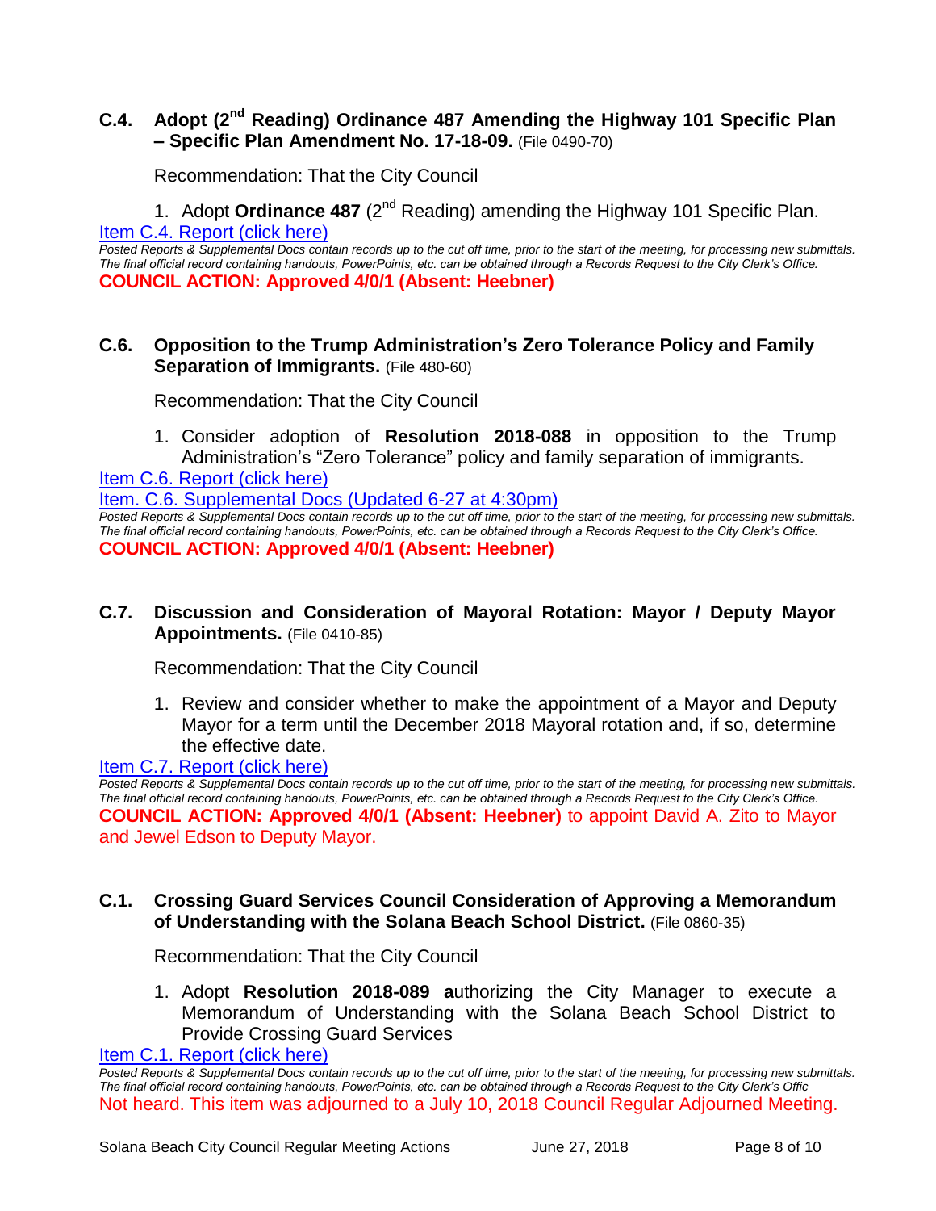### C.4. Adopt (2nd Reading) Ordinance 487 Amending the Highway 101 Specific Plan – Specific Plan Amendment No. 17-18-09. (File 0490-70)

Recommendation: That the City Council

1. Adopt **Ordinance 487** (2nd Reading) amending the Highway 101 Specific Plan.

Item C.4. Report (click here)

*Posted Reports & Supplemental Docs contain records up to the cut off time, prior to the start of the meeting, for processing new submittals. The final official record containing handouts, PowerPoints, etc. can be obtained through a Records Request to the City Clerk's Office.*

**COUNCIL ACTION: Approved 4/0/1 (Absent: Heebner)**

### C.6. Opposition to the Trump Administration's Zero Tolerance Policy and Family Separation of Immigrants. (File 480-60)

Recommendation: That the City Council

1. Consider adoption of **Resolution 2018-088** in opposition to the Trump Administration's "Zero Tolerance" policy and family separation of immigrants.

Item C.6. Report (click here)

Item. C.6. Supplemental Docs (Updated 6-27 at 4:30pm)

*Posted Reports & Supplemental Docs contain records up to the cut off time, prior to the start of the meeting, for processing new submittals. The final official record containing handouts, PowerPoints, etc. can be obtained through a Records Request to the City Clerk's Office.*

**COUNCIL ACTION: Approved 4/0/1 (Absent: Heebner)**

### C.7. Discussion and Consideration of Mayoral Rotation: Mayor / Deputy Mayor Appointments. (File 0410-85)

Recommendation: That the City Council

1. Review and consider whether to make the appointment of a Mayor and Deputy Mayor for a term until the December 2018 Mayoral rotation and, if so, determine the effective date.

Item C.7. Report (click here)

*Posted Reports & Supplemental Docs contain records up to the cut off time, prior to the start of the meeting, for processing new submittals. The final official record containing handouts, PowerPoints, etc. can be obtained through a Records Request to the City Clerk's Office.*

**COUNCIL ACTION: Approved 4/0/1 (Absent: Heebner)** to appoint David A. Zito to Mayor and Jewel Edson to Deputy Mayor.

### C.1. Crossing Guard Services Council Consideration of Approving a Memorandum of Understanding with the Solana Beach School District. (File 0860-35)

Recommendation: That the City Council

1. Adopt **Resolution 2018-089 a**uthorizing the City Manager to execute a Memorandum of Understanding with the Solana Beach School District to Provide Crossing Guard Services

Item C.1. Report (click here)

*Posted Reports & Supplemental Docs contain records up to the cut off time, prior to the start of the meeting, for processing new submittals. The final official record containing handouts, PowerPoints, etc. can be obtained through a Records Request to the City Clerk's Offic*

Not heard. This item was adjourned to a July 10, 2018 Council Regular Adjourned Meeting.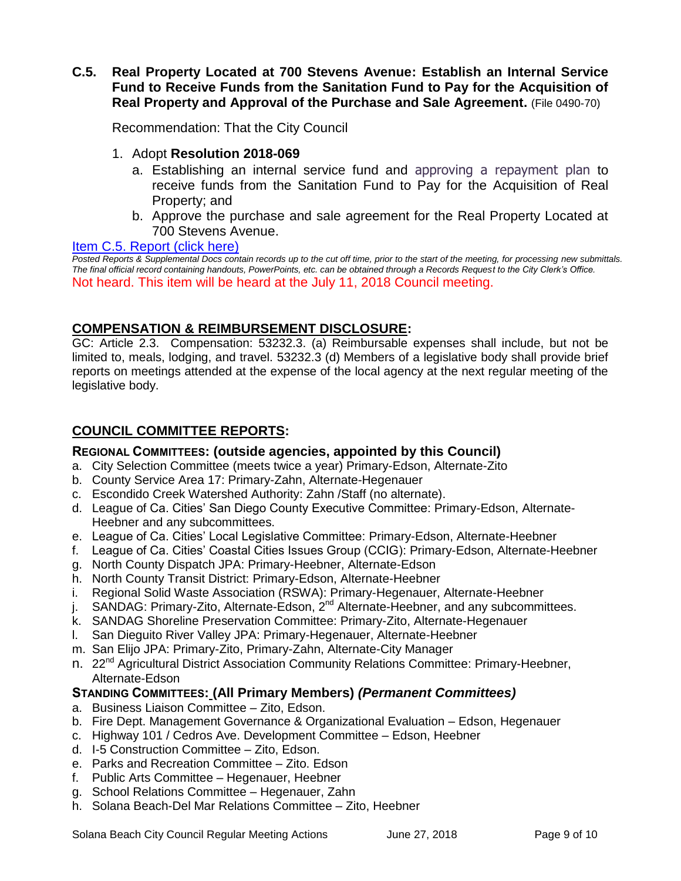**C.5. Real Property Located at 700 Stevens Avenue: Establish an Internal Service Fund to Receive Funds from the Sanitation Fund to Pay for the Acquisition of Real Property and Approval of the Purchase and Sale Agreement.** (File 0490-70)

Recommendation: That the City Council

1. Adopt **Resolution 2018-069**
   a. Establishing an internal service fund and approving a repayment plan to receive funds from the Sanitation Fund to Pay for the Acquisition of Real Property; and
   b. Approve the purchase and sale agreement for the Real Property Located at 700 Stevens Avenue.

[Item C.5. Report (click here)]

*Posted Reports & Supplemental Docs contain records up to the cut off time, prior to the start of the meeting, for processing new submittals. The final official record containing handouts, PowerPoints, etc. can be obtained through a Records Request to the City Clerk's Office.*

Not heard. This item will be heard at the July 11, 2018 Council meeting.

## COMPENSATION & REIMBURSEMENT DISCLOSURE:

GC: Article 2.3. Compensation: 53232.3. (a) Reimbursable expenses shall include, but not be limited to, meals, lodging, and travel. 53232.3 (d) Members of a legislative body shall provide brief reports on meetings attended at the expense of the local agency at the next regular meeting of the legislative body.

## COUNCIL COMMITTEE REPORTS:

### REGIONAL COMMITTEES: (outside agencies, appointed by this Council)

a. City Selection Committee (meets twice a year) Primary-Edson, Alternate-Zito
b. County Service Area 17: Primary-Zahn, Alternate-Hegenauer
c. Escondido Creek Watershed Authority: Zahn /Staff (no alternate).
d. League of Ca. Cities' San Diego County Executive Committee: Primary-Edson, Alternate-Heebner and any subcommittees.
e. League of Ca. Cities' Local Legislative Committee: Primary-Edson, Alternate-Heebner
f. League of Ca. Cities' Coastal Cities Issues Group (CCIG): Primary-Edson, Alternate-Heebner
g. North County Dispatch JPA: Primary-Heebner, Alternate-Edson
h. North County Transit District: Primary-Edson, Alternate-Heebner
i. Regional Solid Waste Association (RSWA): Primary-Hegenauer, Alternate-Heebner
j. SANDAG: Primary-Zito, Alternate-Edson, 2nd Alternate-Heebner, and any subcommittees.
k. SANDAG Shoreline Preservation Committee: Primary-Zito, Alternate-Hegenauer
l. San Dieguito River Valley JPA: Primary-Hegenauer, Alternate-Heebner
m. San Elijo JPA: Primary-Zito, Primary-Zahn, Alternate-City Manager
n. 22nd Agricultural District Association Community Relations Committee: Primary-Heebner, Alternate-Edson

### STANDING COMMITTEES: (All Primary Members) *(Permanent Committees)*

a. Business Liaison Committee – Zito, Edson.
b. Fire Dept. Management Governance & Organizational Evaluation – Edson, Hegenauer
c. Highway 101 / Cedros Ave. Development Committee – Edson, Heebner
d. I-5 Construction Committee – Zito, Edson.
e. Parks and Recreation Committee – Zito. Edson
f. Public Arts Committee – Hegenauer, Heebner
g. School Relations Committee – Hegenauer, Zahn
h. Solana Beach-Del Mar Relations Committee – Zito, Heebner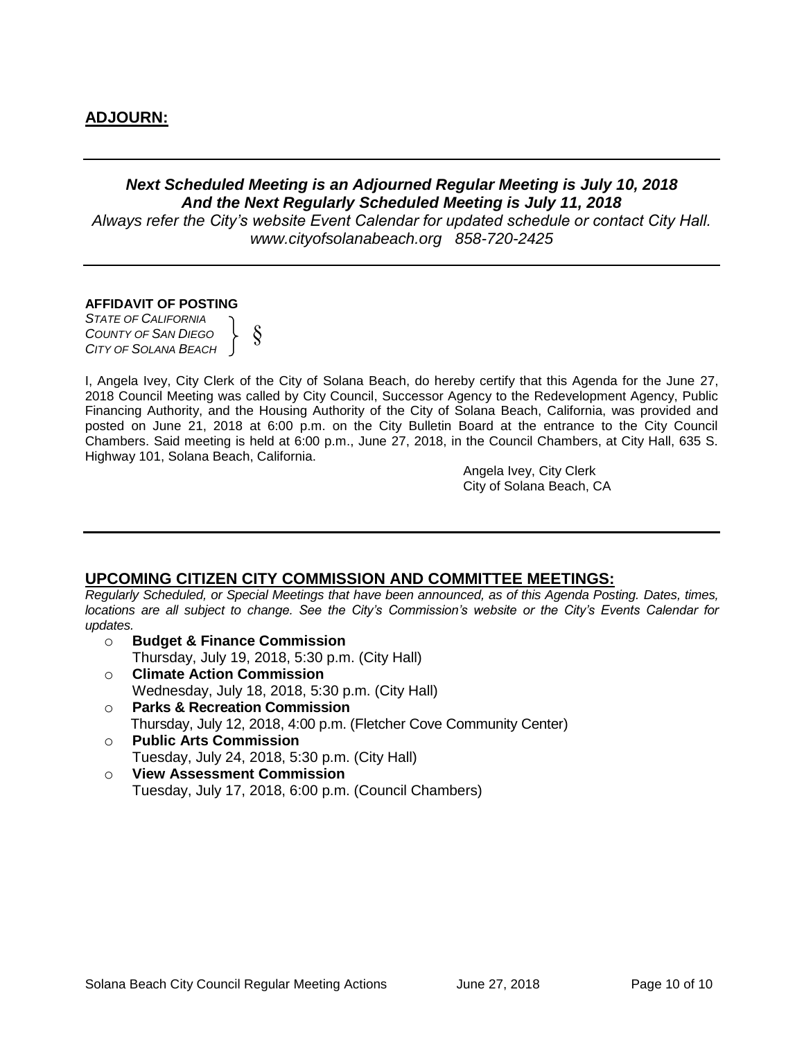## ADJOURN:

---

***Next Scheduled Meeting is an Adjourned Regular Meeting is July 10, 2018***
***And the Next Regularly Scheduled Meeting is July 11, 2018***

*Always refer the City's website Event Calendar for updated schedule or contact City Hall.*
*www.cityofsolanabeach.org 858-720-2425*

---

**AFFIDAVIT OF POSTING**

*STATE OF CALIFORNIA*
*COUNTY OF SAN DIEGO* } §
*CITY OF SOLANA BEACH*

I, Angela Ivey, City Clerk of the City of Solana Beach, do hereby certify that this Agenda for the June 27, 2018 Council Meeting was called by City Council, Successor Agency to the Redevelopment Agency, Public Financing Authority, and the Housing Authority of the City of Solana Beach, California, was provided and posted on June 21, 2018 at 6:00 p.m. on the City Bulletin Board at the entrance to the City Council Chambers. Said meeting is held at 6:00 p.m., June 27, 2018, in the Council Chambers, at City Hall, 635 S. Highway 101, Solana Beach, California.

Angela Ivey, City Clerk
City of Solana Beach, CA

---

## UPCOMING CITIZEN CITY COMMISSION AND COMMITTEE MEETINGS:

*Regularly Scheduled, or Special Meetings that have been announced, as of this Agenda Posting. Dates, times, locations are all subject to change. See the City's Commission's website or the City's Events Calendar for updates.*

- **Budget & Finance Commission**
  Thursday, July 19, 2018, 5:30 p.m. (City Hall)
- **Climate Action Commission**
  Wednesday, July 18, 2018, 5:30 p.m. (City Hall)
- **Parks & Recreation Commission**
  Thursday, July 12, 2018, 4:00 p.m. (Fletcher Cove Community Center)
- **Public Arts Commission**
  Tuesday, July 24, 2018, 5:30 p.m. (City Hall)
- **View Assessment Commission**
  Tuesday, July 17, 2018, 6:00 p.m. (Council Chambers)